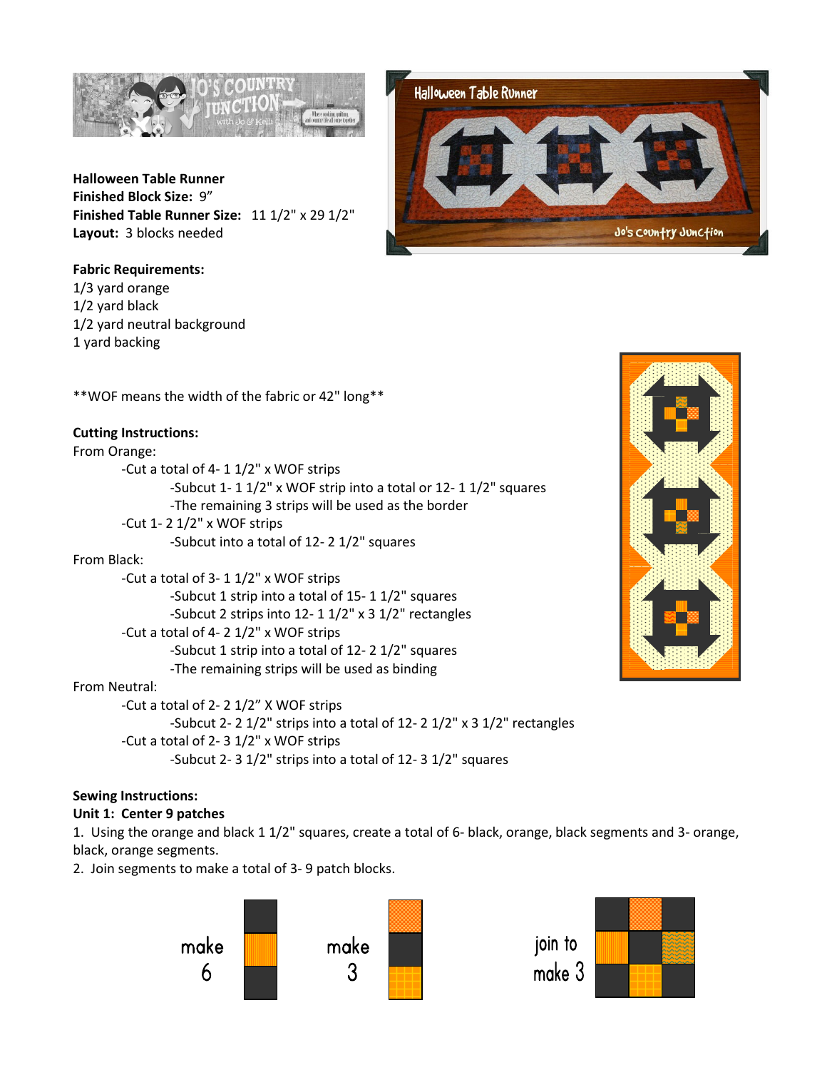**Halloween Table Runner**
**Finished Block Size:** 9"
**Finished Table Runner Size:** 11 1/2" x 29 1/2"
**Layout:** 3 blocks needed

**Fabric Requirements:**
1/3 yard orange
1/2 yard black
1/2 yard neutral background
1 yard backing

**WOF means the width of the fabric or 42" long**

**Cutting Instructions:**

From Orange:

- Cut a total of 4- 1 1/2" x WOF strips
  - Subcut 1- 1 1/2" x WOF strip into a total or 12- 1 1/2" squares
  - The remaining 3 strips will be used as the border
- Cut 1- 2 1/2" x WOF strips
  - Subcut into a total of 12- 2 1/2" squares

From Black:

- Cut a total of 3- 1 1/2" x WOF strips
  - Subcut 1 strip into a total of 15- 1 1/2" squares
  - Subcut 2 strips into 12- 1 1/2" x 3 1/2" rectangles
- Cut a total of 4- 2 1/2" x WOF strips
  - Subcut 1 strip into a total of 12- 2 1/2" squares
  - The remaining strips will be used as binding

From Neutral:

- Cut a total of 2- 2 1/2" X WOF strips
  - Subcut 2- 2 1/2" strips into a total of 12- 2 1/2" x 3 1/2" rectangles
- Cut a total of 2- 3 1/2" x WOF strips
  - Subcut 2- 3 1/2" strips into a total of 12- 3 1/2" squares

**Sewing Instructions:**

**Unit 1: Center 9 patches**

1. Using the orange and black 1 1/2" squares, create a total of 6- black, orange, black segments and 3- orange, black, orange segments.
2. Join segments to make a total of 3- 9 patch blocks.

make 6 make 3 join to make 3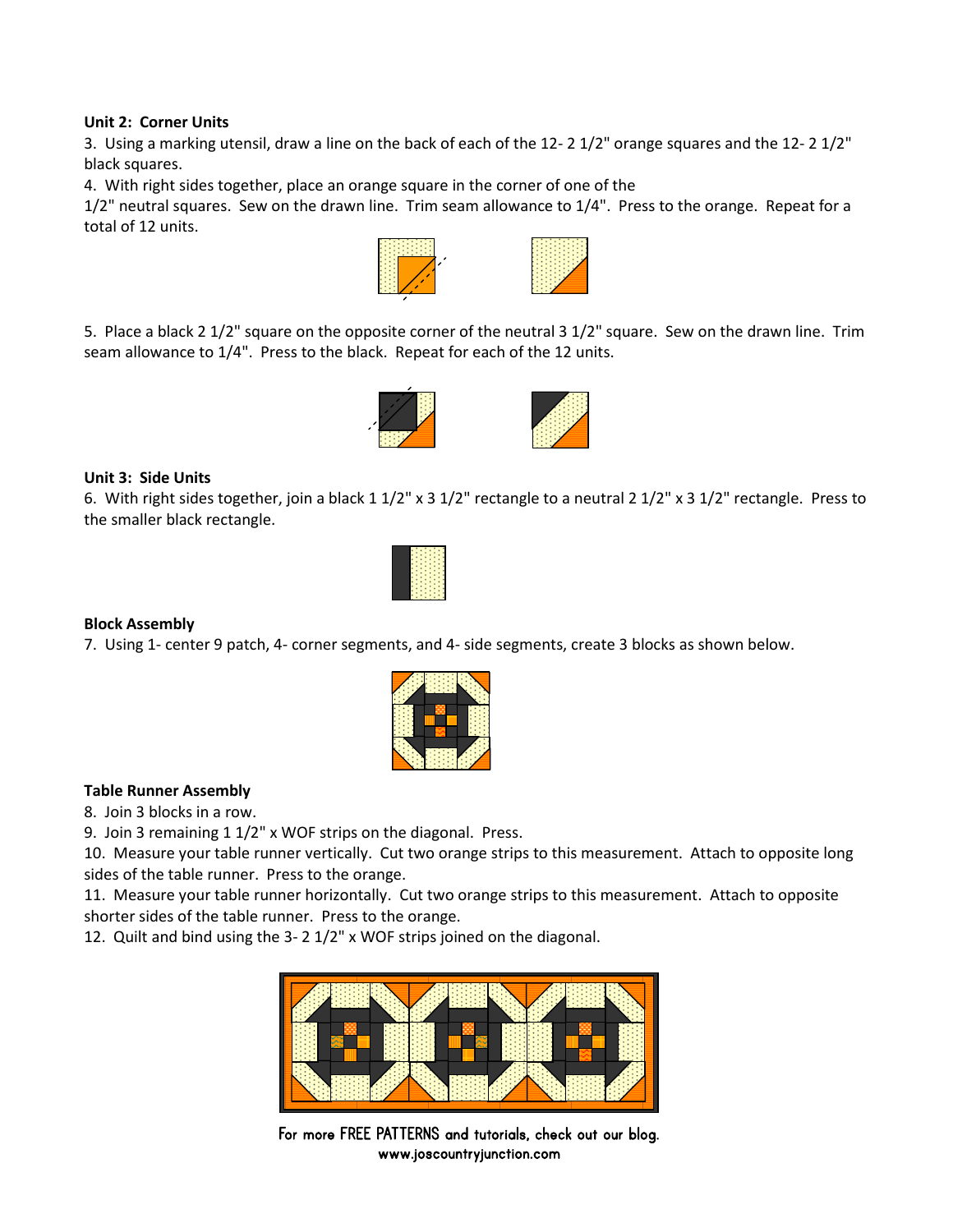**Unit 2: Corner Units**

3. Using a marking utensil, draw a line on the back of each of the 12- 2 1/2" orange squares and the 12- 2 1/2" black squares.

4. With right sides together, place an orange square in the corner of one of the 1/2" neutral squares. Sew on the drawn line. Trim seam allowance to 1/4". Press to the orange. Repeat for a total of 12 units.

5. Place a black 2 1/2" square on the opposite corner of the neutral 3 1/2" square. Sew on the drawn line. Trim seam allowance to 1/4". Press to the black. Repeat for each of the 12 units.

**Unit 3: Side Units**

6. With right sides together, join a black 1 1/2" x 3 1/2" rectangle to a neutral 2 1/2" x 3 1/2" rectangle. Press to the smaller black rectangle.

**Block Assembly**

7. Using 1- center 9 patch, 4- corner segments, and 4- side segments, create 3 blocks as shown below.

**Table Runner Assembly**

8. Join 3 blocks in a row.
9. Join 3 remaining 1 1/2" x WOF strips on the diagonal. Press.
10. Measure your table runner vertically. Cut two orange strips to this measurement. Attach to opposite long sides of the table runner. Press to the orange.
11. Measure your table runner horizontally. Cut two orange strips to this measurement. Attach to opposite shorter sides of the table runner. Press to the orange.
12. Quilt and bind using the 3- 2 1/2" x WOF strips joined on the diagonal.

For more FREE PATTERNS and tutorials, check out our blog.
www.joscountryjunction.com